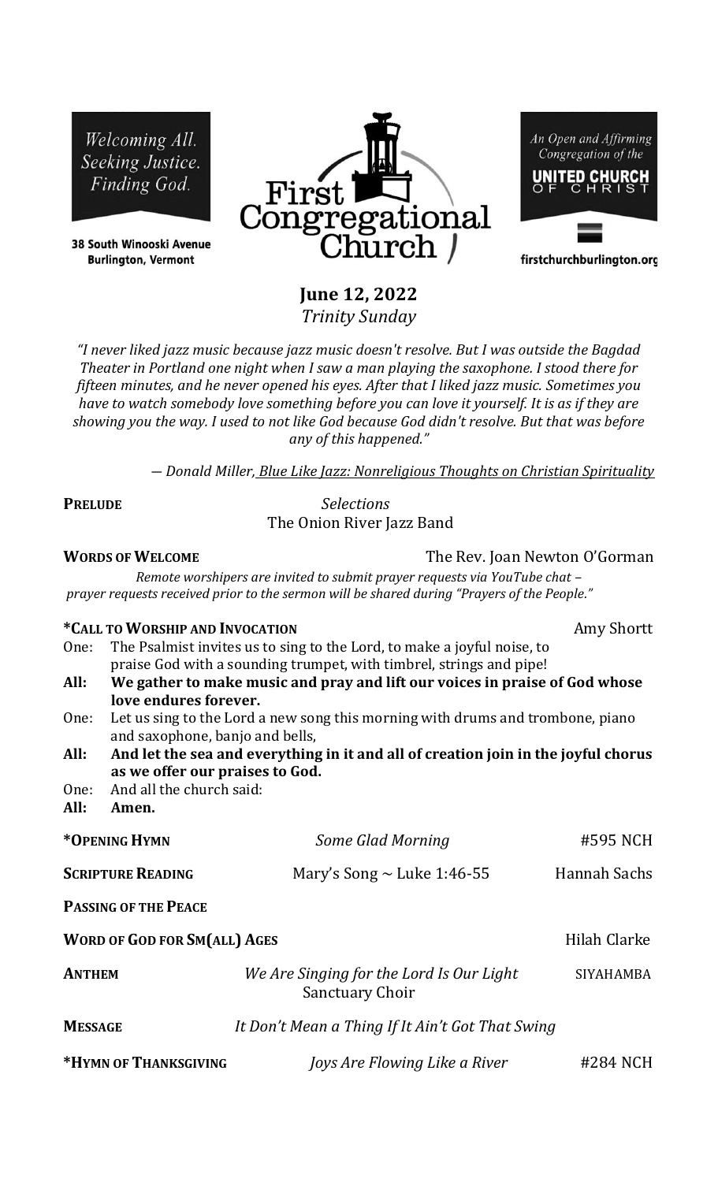Welcoming All.
Seeking Justice.
Finding God.

38 South Winooski Avenue
Burlington, Vermont

# First Congregational Church

An Open and Affirming Congregation of the UNITED CHURCH OF CHRIST

firstchurchburlington.org

## June 12, 2022

*Trinity Sunday*

*"I never liked jazz music because jazz music doesn't resolve. But I was outside the Bagdad Theater in Portland one night when I saw a man playing the saxophone. I stood there for fifteen minutes, and he never opened his eyes. After that I liked jazz music. Sometimes you have to watch somebody love something before you can love it yourself. It is as if they are showing you the way. I used to not like God because God didn't resolve. But that was before any of this happened."*

— *Donald Miller, Blue Like Jazz: Nonreligious Thoughts on Christian Spirituality*

**PRELUDE** *Selections*
The Onion River Jazz Band

**WORDS OF WELCOME** The Rev. Joan Newton O'Gorman

*Remote worshipers are invited to submit prayer requests via YouTube chat – prayer requests received prior to the sermon will be shared during "Prayers of the People."*

**\*CALL TO WORSHIP AND INVOCATION** Amy Shortt

One: The Psalmist invites us to sing to the Lord, to make a joyful noise, to praise God with a sounding trumpet, with timbrel, strings and pipe!

**All: We gather to make music and pray and lift our voices in praise of God whose love endures forever.**

One: Let us sing to the Lord a new song this morning with drums and trombone, piano and saxophone, banjo and bells,

**All: And let the sea and everything in it and all of creation join in the joyful chorus as we offer our praises to God.**

One: And all the church said:

**All: Amen.**

**\*OPENING HYMN** *Some Glad Morning* #595 NCH

**SCRIPTURE READING** Mary's Song ~ Luke 1:46-55 Hannah Sachs

**PASSING OF THE PEACE**

**WORD OF GOD FOR SM(ALL) AGES** Hilah Clarke

**ANTHEM** *We Are Singing for the Lord Is Our Light* SIYAHAMBA
Sanctuary Choir

**MESSAGE** *It Don't Mean a Thing If It Ain't Got That Swing*

**\*HYMN OF THANKSGIVING** *Joys Are Flowing Like a River* #284 NCH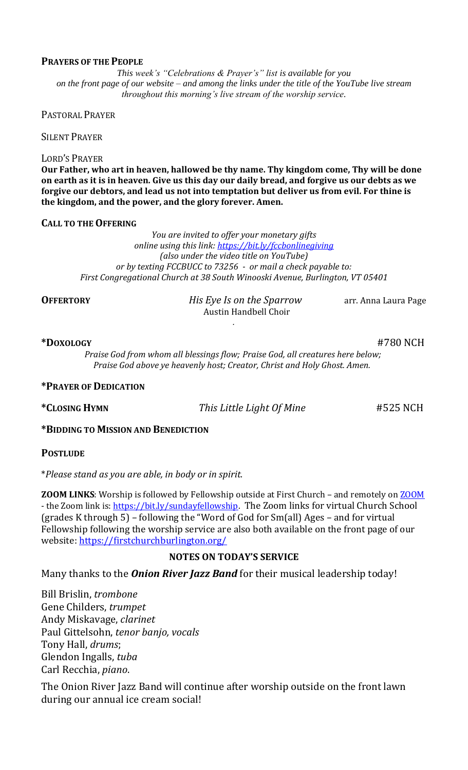**PRAYERS OF THE PEOPLE**

*This week's "Celebrations & Prayer's" list is available for you on the front page of our website – and among the links under the title of the YouTube live stream throughout this morning's live stream of the worship service.*

PASTORAL PRAYER

SILENT PRAYER

LORD'S PRAYER

**Our Father, who art in heaven, hallowed be thy name. Thy kingdom come, Thy will be done on earth as it is in heaven. Give us this day our daily bread, and forgive us our debts as we forgive our debtors, and lead us not into temptation but deliver us from evil. For thine is the kingdom, and the power, and the glory forever. Amen.**

**CALL TO THE OFFERING**

*You are invited to offer your monetary gifts online using this link: https://bit.ly/fccbonlinegiving (also under the video title on YouTube) or by texting FCCBUCC to 73256 - or mail a check payable to: First Congregational Church at 38 South Winooski Avenue, Burlington, VT 05401*

**OFFERTORY** *His Eye Is on the Sparrow* arr. Anna Laura Page
Austin Handbell Choir

**\*DOXOLOGY** #780 NCH

*Praise God from whom all blessings flow; Praise God, all creatures here below; Praise God above ye heavenly host; Creator, Christ and Holy Ghost. Amen.*

**\*PRAYER OF DEDICATION**

**\*CLOSING HYMN** *This Little Light Of Mine* #525 NCH

**\*BIDDING TO MISSION AND BENEDICTION**

**POSTLUDE**

\**Please stand as you are able, in body or in spirit.*

**ZOOM LINKS**: Worship is followed by Fellowship outside at First Church – and remotely on ZOOM - the Zoom link is: https://bit.ly/sundayfellowship. The Zoom links for virtual Church School (grades K through 5) – following the "Word of God for Sm(all) Ages – and for virtual Fellowship following the worship service are also both available on the front page of our website: https://firstchurchburlington.org/

**NOTES ON TODAY'S SERVICE**

Many thanks to the ***Onion River Jazz Band*** for their musical leadership today!

Bill Brislin, *trombone*
Gene Childers, *trumpet*
Andy Miskavage, *clarinet*
Paul Gittelsohn, *tenor banjo, vocals*
Tony Hall, *drums*;
Glendon Ingalls, *tuba*
Carl Recchia, *piano*.

The Onion River Jazz Band will continue after worship outside on the front lawn during our annual ice cream social!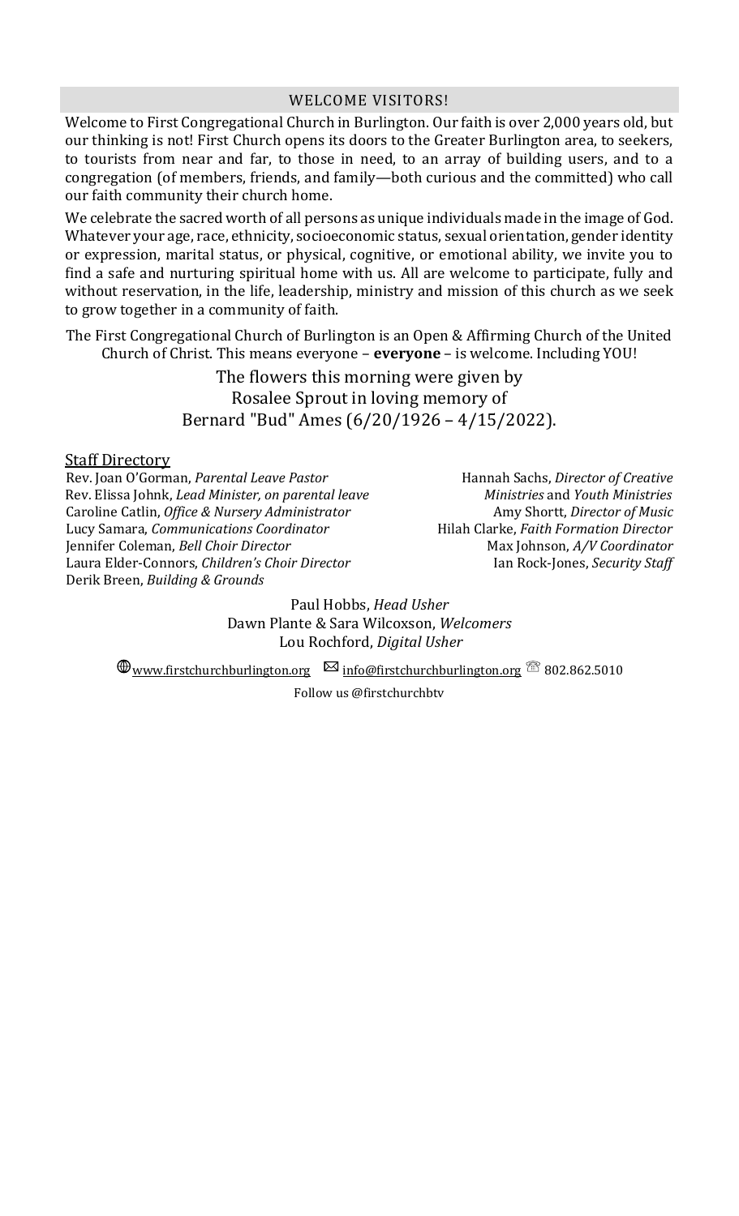## WELCOME VISITORS!

Welcome to First Congregational Church in Burlington. Our faith is over 2,000 years old, but our thinking is not! First Church opens its doors to the Greater Burlington area, to seekers, to tourists from near and far, to those in need, to an array of building users, and to a congregation (of members, friends, and family—both curious and the committed) who call our faith community their church home.

We celebrate the sacred worth of all persons as unique individuals made in the image of God. Whatever your age, race, ethnicity, socioeconomic status, sexual orientation, gender identity or expression, marital status, or physical, cognitive, or emotional ability, we invite you to find a safe and nurturing spiritual home with us. All are welcome to participate, fully and without reservation, in the life, leadership, ministry and mission of this church as we seek to grow together in a community of faith.

The First Congregational Church of Burlington is an Open & Affirming Church of the United Church of Christ. This means everyone – **everyone** – is welcome. Including YOU!

The flowers this morning were given by
Rosalee Sprout in loving memory of
Bernard "Bud" Ames (6/20/1926 – 4/15/2022).

### Staff Directory

Rev. Joan O'Gorman, *Parental Leave Pastor*
Rev. Elissa Johnk, *Lead Minister, on parental leave*
Caroline Catlin, *Office & Nursery Administrator*
Lucy Samara, *Communications Coordinator*
Jennifer Coleman, *Bell Choir Director*
Laura Elder-Connors, *Children's Choir Director*
Derik Breen, *Building & Grounds*
Hannah Sachs, *Director of Creative Ministries* and *Youth Ministries*
Amy Shortt, *Director of Music*
Hilah Clarke, *Faith Formation Director*
Max Johnson, *A/V Coordinator*
Ian Rock-Jones, *Security Staff*

Paul Hobbs, *Head Usher*
Dawn Plante & Sara Wilcoxson, *Welcomers*
Lou Rochford, *Digital Usher*

www.firstchurchburlington.org info@firstchurchburlington.org 802.862.5010

Follow us @firstchurchbtv